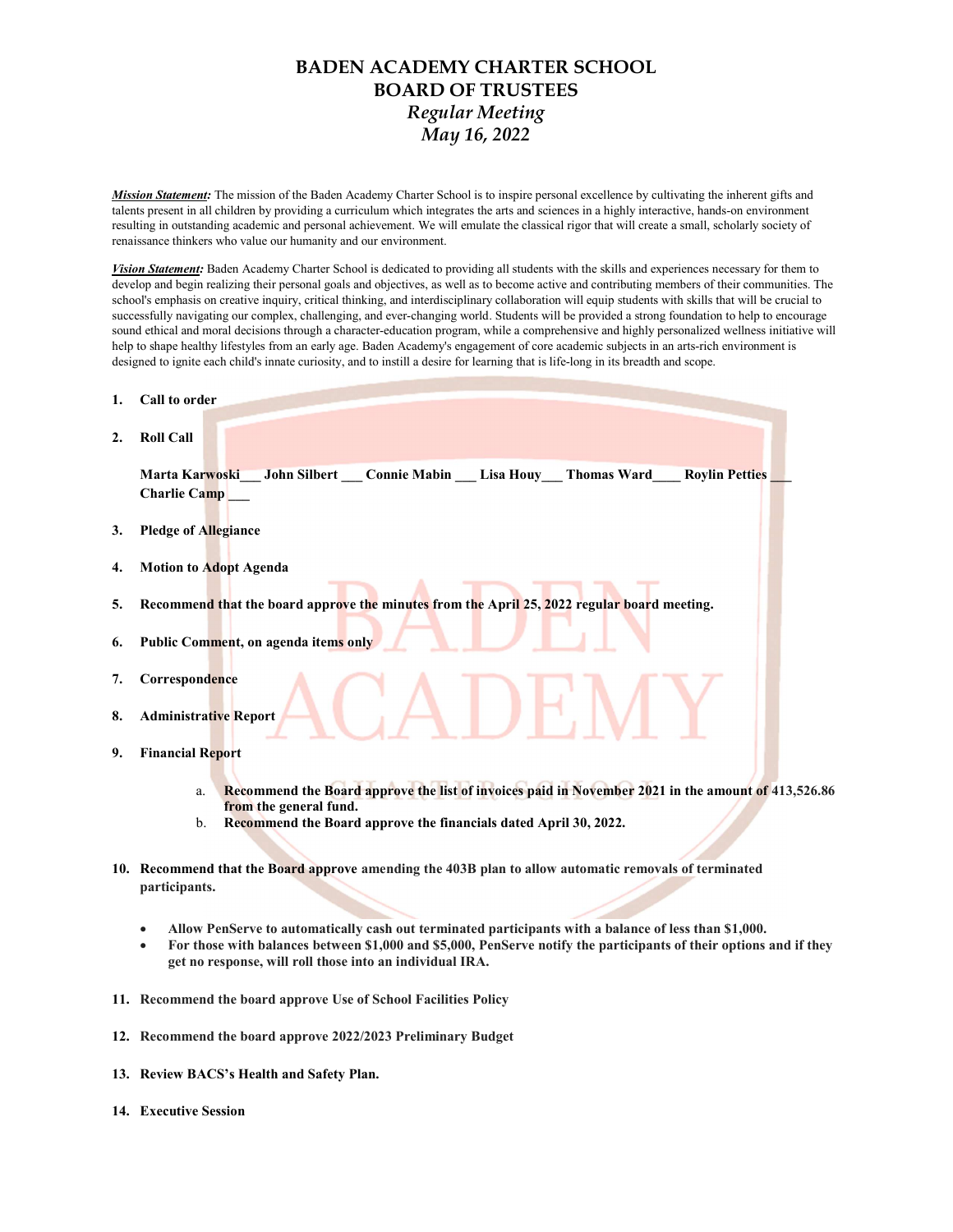# BADEN ACADEMY CHARTER SCHOOL
## BOARD OF TRUSTEES
### *Regular Meeting*
### *May 16, 2022*

***Mission Statement:*** The mission of the Baden Academy Charter School is to inspire personal excellence by cultivating the inherent gifts and talents present in all children by providing a curriculum which integrates the arts and sciences in a highly interactive, hands-on environment resulting in outstanding academic and personal achievement. We will emulate the classical rigor that will create a small, scholarly society of renaissance thinkers who value our humanity and our environment.

***Vision Statement:*** Baden Academy Charter School is dedicated to providing all students with the skills and experiences necessary for them to develop and begin realizing their personal goals and objectives, as well as to become active and contributing members of their communities. The school's emphasis on creative inquiry, critical thinking, and interdisciplinary collaboration will equip students with skills that will be crucial to successfully navigating our complex, challenging, and ever-changing world. Students will be provided a strong foundation to help to encourage sound ethical and moral decisions through a character-education program, while a comprehensive and highly personalized wellness initiative will help to shape healthy lifestyles from an early age. Baden Academy's engagement of core academic subjects in an arts-rich environment is designed to ignite each child's innate curiosity, and to instill a desire for learning that is life-long in its breadth and scope.

1. **Call to order**

2. **Roll Call**

   **Marta Karwoski___ John Silbert ___ Connie Mabin ___ Lisa Houy___ Thomas Ward____ Roylin Petties ___ Charlie Camp ___**

3. **Pledge of Allegiance**

4. **Motion to Adopt Agenda**

5. **Recommend that the board approve the minutes from the April 25, 2022 regular board meeting.**

6. **Public Comment, on agenda items only**

7. **Correspondence**

8. **Administrative Report**

9. **Financial Report**

   a. **Recommend the Board approve the list of invoices paid in November 2021 in the amount of 413,526.86 from the general fund.**
   b. **Recommend the Board approve the financials dated April 30, 2022.**

10. **Recommend that the Board approve amending the 403B plan to allow automatic removals of terminated participants.**

    - **Allow PenServe to automatically cash out terminated participants with a balance of less than $1,000.**
    - **For those with balances between $1,000 and $5,000, PenServe notify the participants of their options and if they get no response, will roll those into an individual IRA.**

11. **Recommend the board approve Use of School Facilities Policy**

12. **Recommend the board approve 2022/2023 Preliminary Budget**

13. **Review BACS's Health and Safety Plan.**

14. **Executive Session**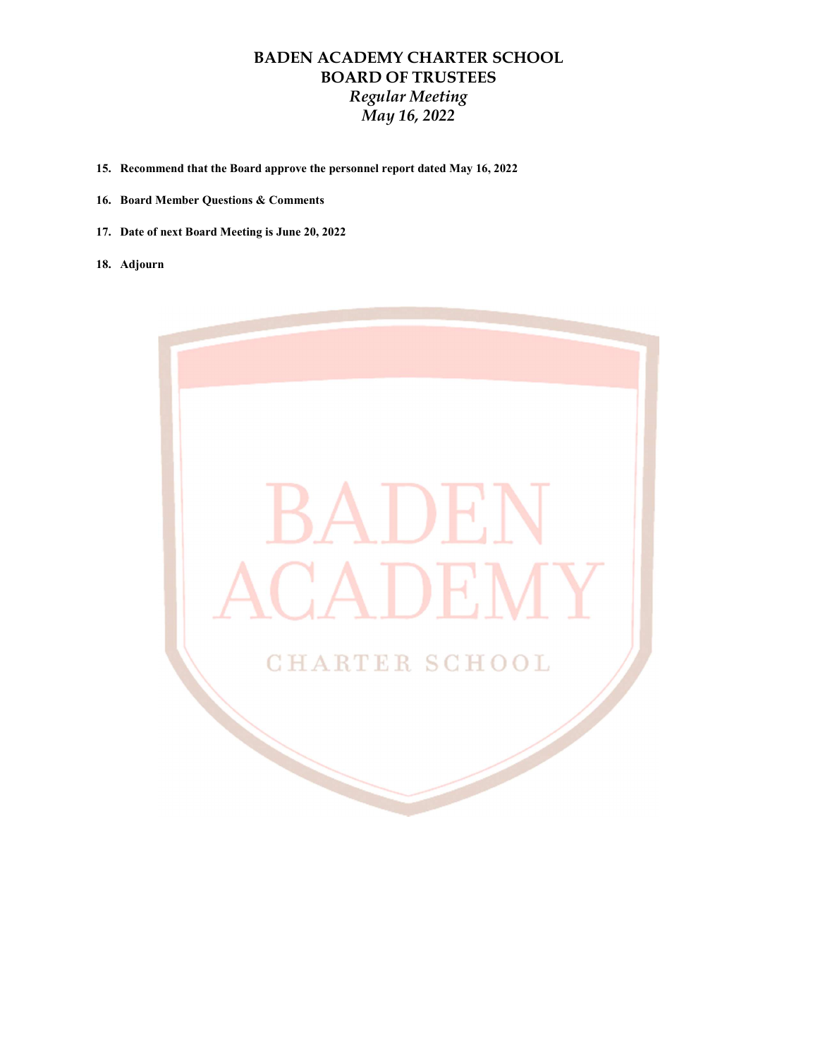# BADEN ACADEMY CHARTER SCHOOL
## BOARD OF TRUSTEES
*Regular Meeting*
*May 16, 2022*

15. **Recommend that the Board approve the personnel report dated May 16, 2022**

16. **Board Member Questions & Comments**

17. **Date of next Board Meeting is June 20, 2022**

18. **Adjourn**